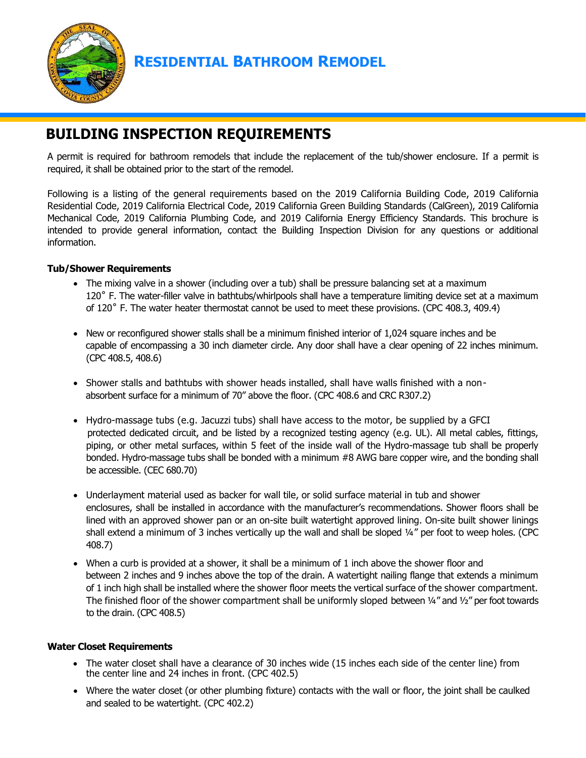# RESIDENTIAL BATHROOM REMODEL

## BUILDING INSPECTION REQUIREMENTS

A permit is required for bathroom remodels that include the replacement of the tub/shower enclosure. If a permit is required, it shall be obtained prior to the start of the remodel.

Following is a listing of the general requirements based on the 2019 California Building Code, 2019 California Residential Code, 2019 California Electrical Code, 2019 California Green Building Standards (CalGreen), 2019 California Mechanical Code, 2019 California Plumbing Code, and 2019 California Energy Efficiency Standards. This brochure is intended to provide general information, contact the Building Inspection Division for any questions or additional information.

**Tub/Shower Requirements**

- The mixing valve in a shower (including over a tub) shall be pressure balancing set at a maximum 120˚ F. The water-filler valve in bathtubs/whirlpools shall have a temperature limiting device set at a maximum of 120˚ F. The water heater thermostat cannot be used to meet these provisions. (CPC 408.3, 409.4)
- New or reconfigured shower stalls shall be a minimum finished interior of 1,024 square inches and be capable of encompassing a 30 inch diameter circle. Any door shall have a clear opening of 22 inches minimum. (CPC 408.5, 408.6)
- Shower stalls and bathtubs with shower heads installed, shall have walls finished with a non-absorbent surface for a minimum of 70" above the floor. (CPC 408.6 and CRC R307.2)
- Hydro-massage tubs (e.g. Jacuzzi tubs) shall have access to the motor, be supplied by a GFCI protected dedicated circuit, and be listed by a recognized testing agency (e.g. UL). All metal cables, fittings, piping, or other metal surfaces, within 5 feet of the inside wall of the Hydro-massage tub shall be properly bonded. Hydro-massage tubs shall be bonded with a minimum #8 AWG bare copper wire, and the bonding shall be accessible. (CEC 680.70)
- Underlayment material used as backer for wall tile, or solid surface material in tub and shower enclosures, shall be installed in accordance with the manufacturer's recommendations. Shower floors shall be lined with an approved shower pan or an on-site built watertight approved lining. On-site built shower linings shall extend a minimum of 3 inches vertically up the wall and shall be sloped ¼" per foot to weep holes. (CPC 408.7)
- When a curb is provided at a shower, it shall be a minimum of 1 inch above the shower floor and between 2 inches and 9 inches above the top of the drain. A watertight nailing flange that extends a minimum of 1 inch high shall be installed where the shower floor meets the vertical surface of the shower compartment. The finished floor of the shower compartment shall be uniformly sloped between ¼" and ½" per foot towards to the drain. (CPC 408.5)

**Water Closet Requirements**

- The water closet shall have a clearance of 30 inches wide (15 inches each side of the center line) from the center line and 24 inches in front. (CPC 402.5)
- Where the water closet (or other plumbing fixture) contacts with the wall or floor, the joint shall be caulked and sealed to be watertight. (CPC 402.2)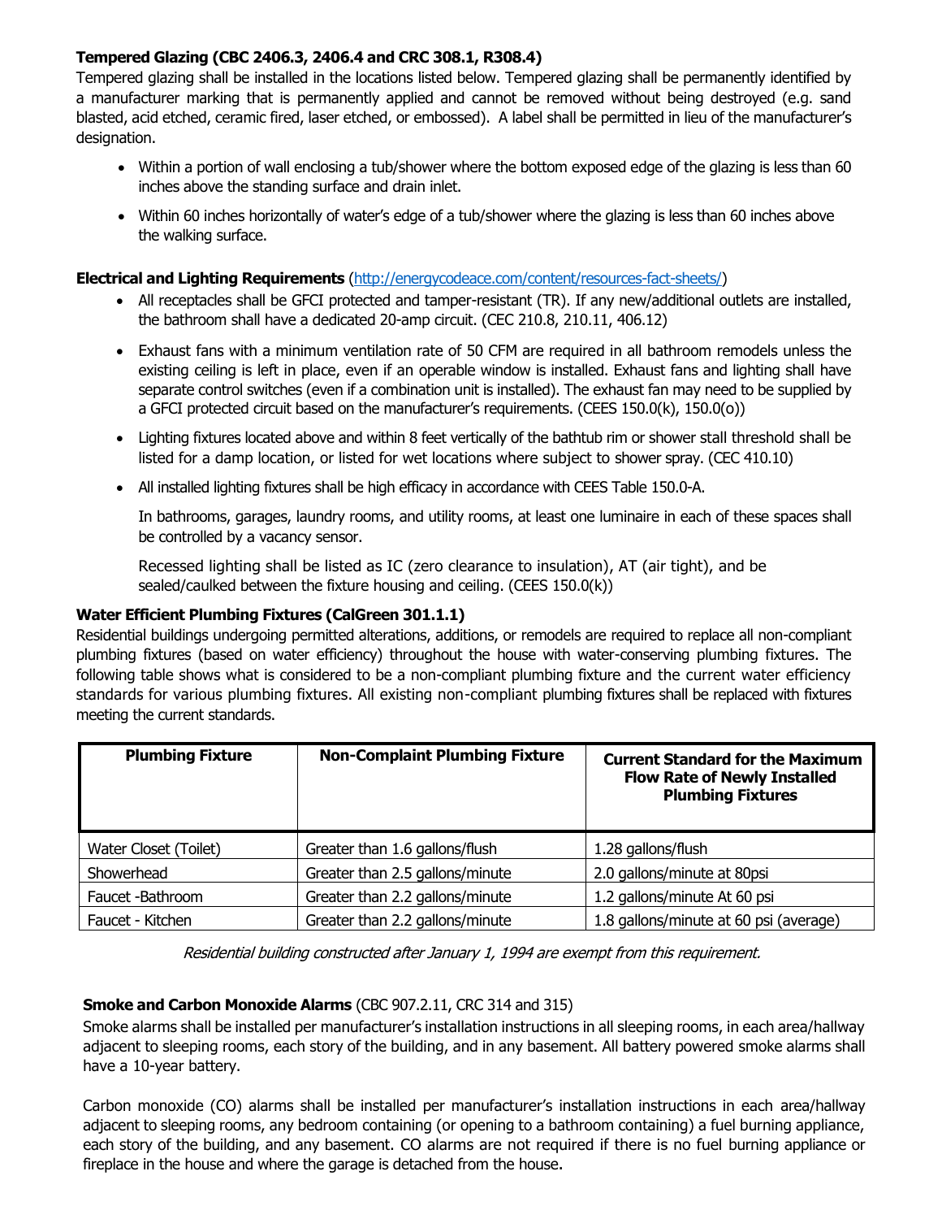**Tempered Glazing (CBC 2406.3, 2406.4 and CRC 308.1, R308.4)**
Tempered glazing shall be installed in the locations listed below. Tempered glazing shall be permanently identified by a manufacturer marking that is permanently applied and cannot be removed without being destroyed (e.g. sand blasted, acid etched, ceramic fired, laser etched, or embossed). A label shall be permitted in lieu of the manufacturer's designation.

- Within a portion of wall enclosing a tub/shower where the bottom exposed edge of the glazing is less than 60 inches above the standing surface and drain inlet.
- Within 60 inches horizontally of water's edge of a tub/shower where the glazing is less than 60 inches above the walking surface.

**Electrical and Lighting Requirements** (http://energycodeace.com/content/resources-fact-sheets/)

- All receptacles shall be GFCI protected and tamper-resistant (TR). If any new/additional outlets are installed, the bathroom shall have a dedicated 20-amp circuit. (CEC 210.8, 210.11, 406.12)
- Exhaust fans with a minimum ventilation rate of 50 CFM are required in all bathroom remodels unless the existing ceiling is left in place, even if an operable window is installed. Exhaust fans and lighting shall have separate control switches (even if a combination unit is installed). The exhaust fan may need to be supplied by a GFCI protected circuit based on the manufacturer's requirements. (CEES 150.0(k), 150.0(o))
- Lighting fixtures located above and within 8 feet vertically of the bathtub rim or shower stall threshold shall be listed for a damp location, or listed for wet locations where subject to shower spray. (CEC 410.10)
- All installed lighting fixtures shall be high efficacy in accordance with CEES Table 150.0-A.

  In bathrooms, garages, laundry rooms, and utility rooms, at least one luminaire in each of these spaces shall be controlled by a vacancy sensor.

  Recessed lighting shall be listed as IC (zero clearance to insulation), AT (air tight), and be sealed/caulked between the fixture housing and ceiling. (CEES 150.0(k))

**Water Efficient Plumbing Fixtures (CalGreen 301.1.1)**
Residential buildings undergoing permitted alterations, additions, or remodels are required to replace all non-compliant plumbing fixtures (based on water efficiency) throughout the house with water-conserving plumbing fixtures. The following table shows what is considered to be a non-compliant plumbing fixture and the current water efficiency standards for various plumbing fixtures. All existing non-compliant plumbing fixtures shall be replaced with fixtures meeting the current standards.

| Plumbing Fixture | Non-Complaint Plumbing Fixture | Current Standard for the Maximum Flow Rate of Newly Installed Plumbing Fixtures |
|---|---|---|
| Water Closet (Toilet) | Greater than 1.6 gallons/flush | 1.28 gallons/flush |
| Showerhead | Greater than 2.5 gallons/minute | 2.0 gallons/minute at 80psi |
| Faucet -Bathroom | Greater than 2.2 gallons/minute | 1.2 gallons/minute At 60 psi |
| Faucet - Kitchen | Greater than 2.2 gallons/minute | 1.8 gallons/minute at 60 psi (average) |

*Residential building constructed after January 1, 1994 are exempt from this requirement.*

**Smoke and Carbon Monoxide Alarms** (CBC 907.2.11, CRC 314 and 315)
Smoke alarms shall be installed per manufacturer's installation instructions in all sleeping rooms, in each area/hallway adjacent to sleeping rooms, each story of the building, and in any basement. All battery powered smoke alarms shall have a 10-year battery.

Carbon monoxide (CO) alarms shall be installed per manufacturer's installation instructions in each area/hallway adjacent to sleeping rooms, any bedroom containing (or opening to a bathroom containing) a fuel burning appliance, each story of the building, and any basement. CO alarms are not required if there is no fuel burning appliance or fireplace in the house and where the garage is detached from the house.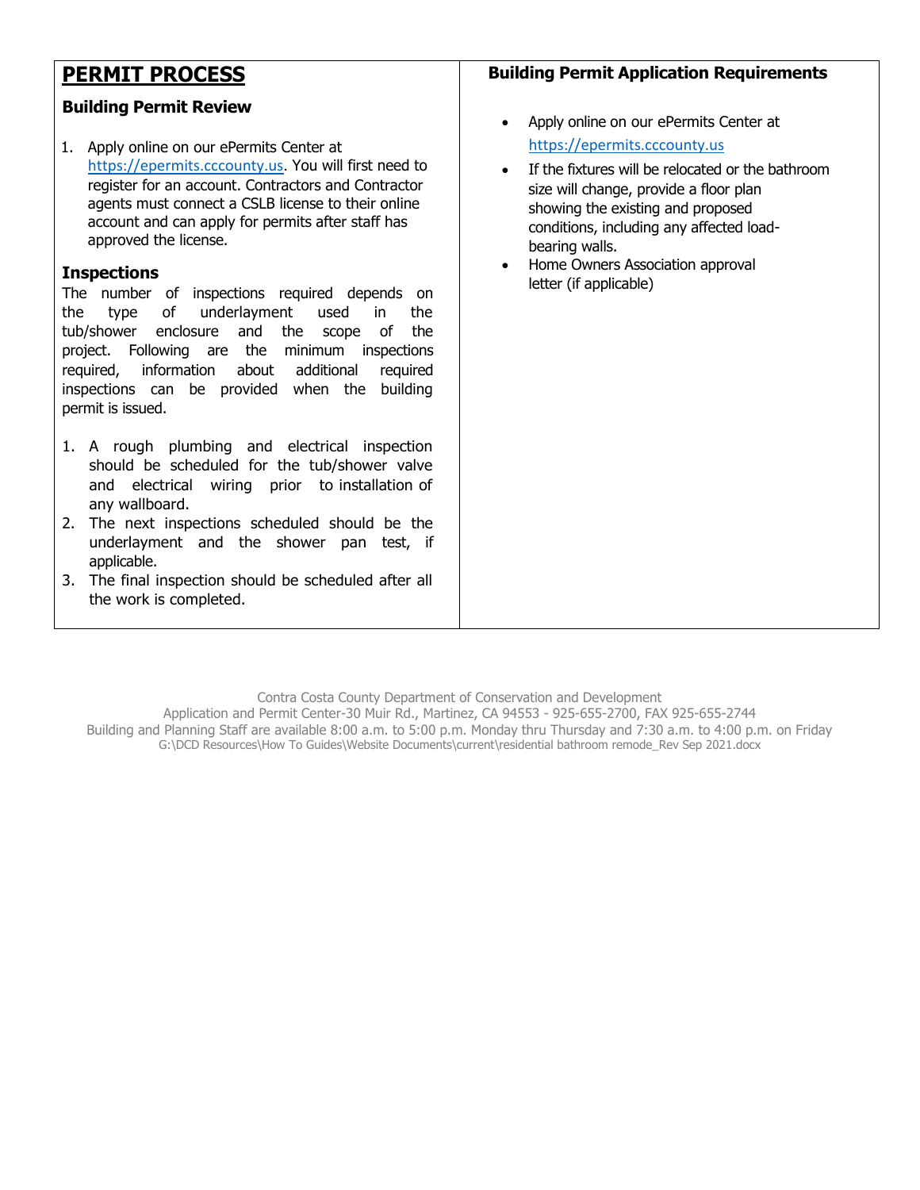# PERMIT PROCESS

### Building Permit Review

1. Apply online on our ePermits Center at https://epermits.cccounty.us. You will first need to register for an account. Contractors and Contractor agents must connect a CSLB license to their online account and can apply for permits after staff has approved the license.

### Inspections

The number of inspections required depends on the type of underlayment used in the tub/shower enclosure and the scope of the project. Following are the minimum inspections required, information about additional required inspections can be provided when the building permit is issued.

1. A rough plumbing and electrical inspection should be scheduled for the tub/shower valve and electrical wiring prior to installation of any wallboard.
2. The next inspections scheduled should be the underlayment and the shower pan test, if applicable.
3. The final inspection should be scheduled after all the work is completed.

### Building Permit Application Requirements

- Apply online on our ePermits Center at https://epermits.cccounty.us
- If the fixtures will be relocated or the bathroom size will change, provide a floor plan showing the existing and proposed conditions, including any affected load-bearing walls.
- Home Owners Association approval letter (if applicable)

Contra Costa County Department of Conservation and Development
Application and Permit Center-30 Muir Rd., Martinez, CA 94553 - 925-655-2700, FAX 925-655-2744
Building and Planning Staff are available 8:00 a.m. to 5:00 p.m. Monday thru Thursday and 7:30 a.m. to 4:00 p.m. on Friday
G:\DCD Resources\How To Guides\Website Documents\current\residential bathroom remode_Rev Sep 2021.docx